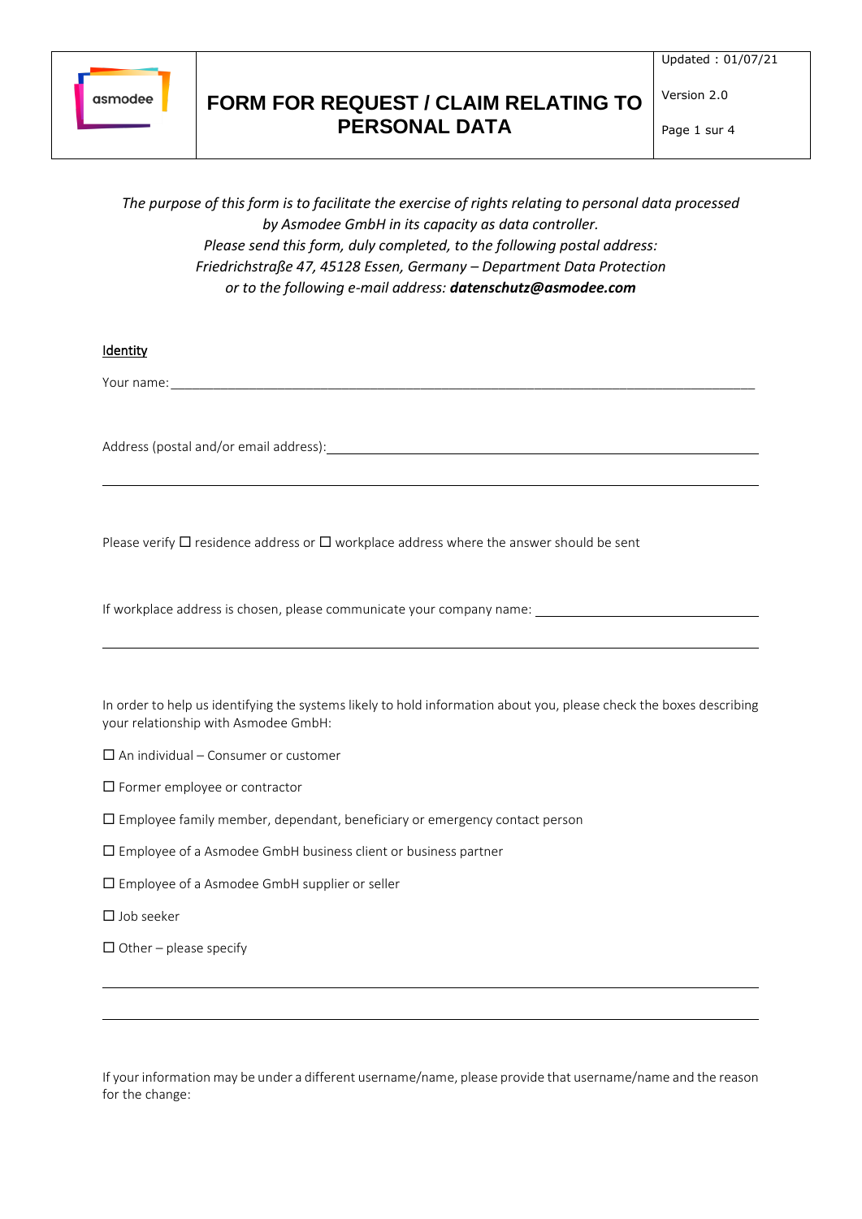# FORM FOR REQUEST / CLAIM RELATING TO PERSONAL DATA

Updated : 01/07/21

Version 2.0

*The purpose of this form is to facilitate the exercise of rights relating to personal data processed by Asmodee GmbH in its capacity as data controller.*
*Please send this form, duly completed, to the following postal address:*
*Friedrichstraße 47, 45128 Essen, Germany – Department Data Protection*
*or to the following e-mail address:* ***datenschutz@asmodee.com***

## Identity

Your name: ______________________________________________________________

Address (postal and/or email address): ___________________________________________

______________________________________________________________

Please verify ☐ residence address or ☐ workplace address where the answer should be sent

If workplace address is chosen, please communicate your company name: ____________________

______________________________________________________________

In order to help us identifying the systems likely to hold information about you, please check the boxes describing your relationship with Asmodee GmbH:

☐ An individual – Consumer or customer

☐ Former employee or contractor

☐ Employee family member, dependant, beneficiary or emergency contact person

☐ Employee of a Asmodee GmbH business client or business partner

☐ Employee of a Asmodee GmbH supplier or seller

☐ Job seeker

☐ Other – please specify

______________________________________________________________

______________________________________________________________

If your information may be under a different username/name, please provide that username/name and the reason for the change: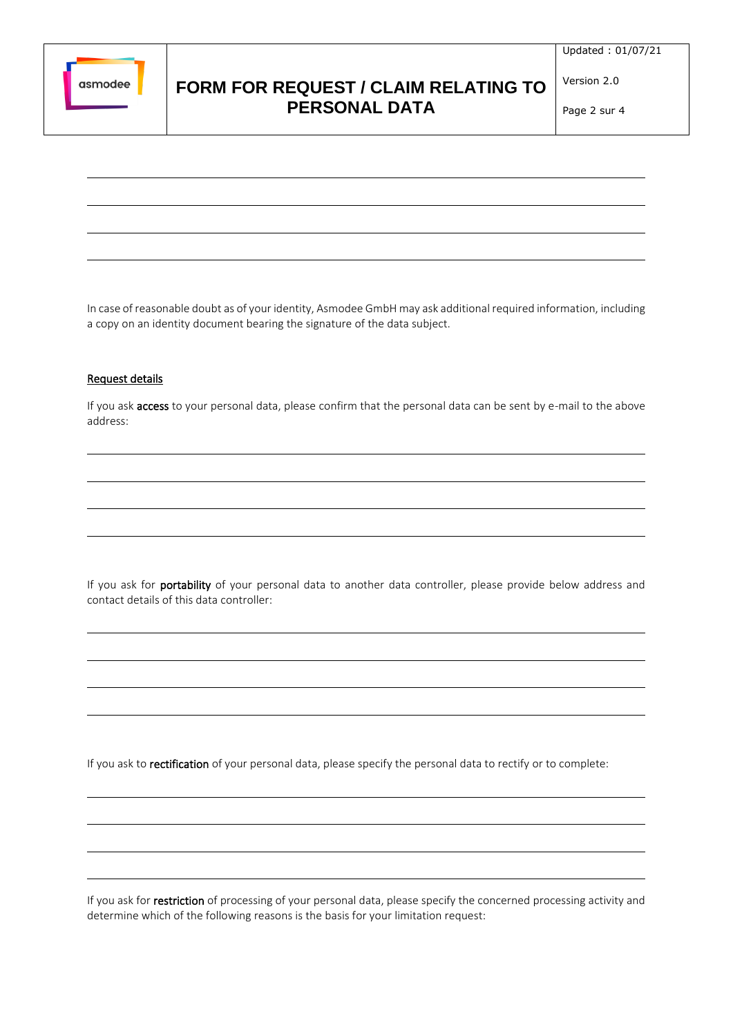In case of reasonable doubt as of your identity, Asmodee GmbH may ask additional required information, including a copy on an identity document bearing the signature of the data subject.

Request details

If you ask **access** to your personal data, please confirm that the personal data can be sent by e-mail to the above address:

If you ask for **portability** of your personal data to another data controller, please provide below address and contact details of this data controller:

If you ask to **rectification** of your personal data, please specify the personal data to rectify or to complete:

If you ask for **restriction** of processing of your personal data, please specify the concerned processing activity and determine which of the following reasons is the basis for your limitation request: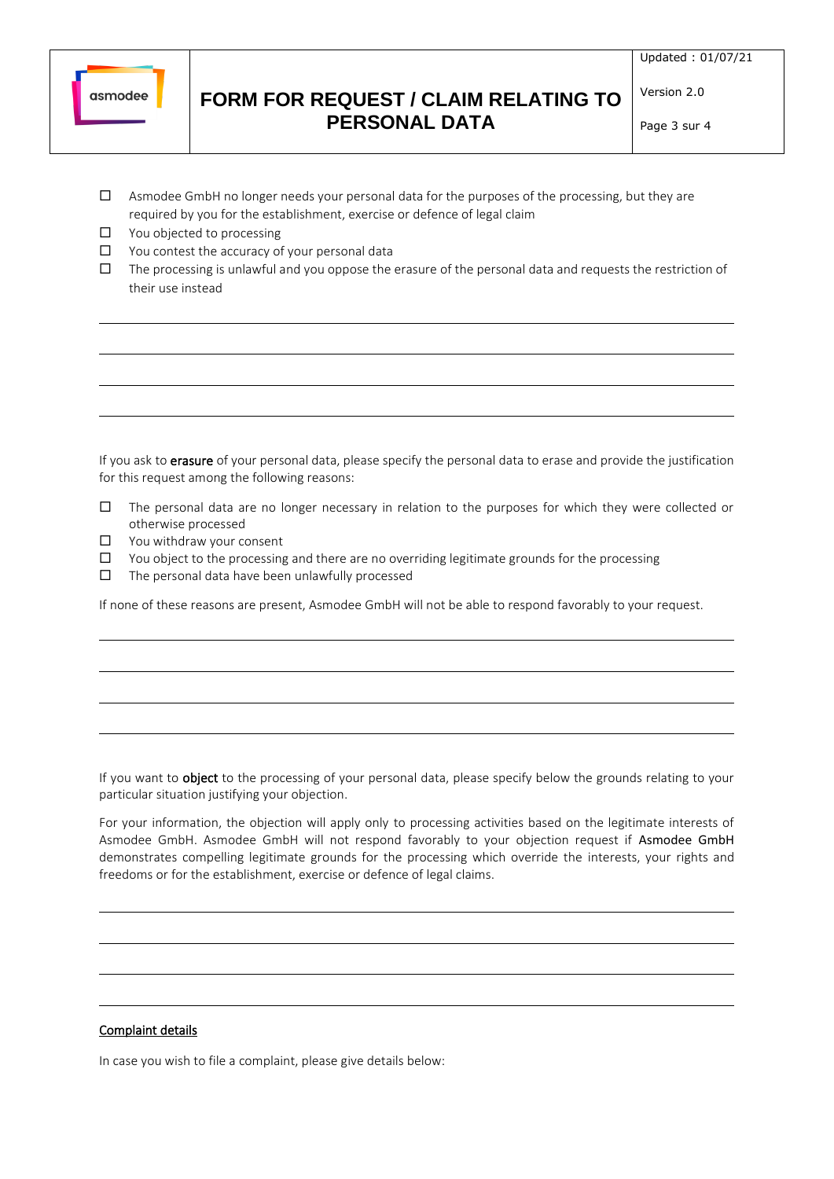- ☐ Asmodee GmbH no longer needs your personal data for the purposes of the processing, but they are required by you for the establishment, exercise or defence of legal claim
- ☐ You objected to processing
- ☐ You contest the accuracy of your personal data
- ☐ The processing is unlawful and you oppose the erasure of the personal data and requests the restriction of their use instead

_______________________________________________

_______________________________________________

_______________________________________________

_______________________________________________

If you ask to **erasure** of your personal data, please specify the personal data to erase and provide the justification for this request among the following reasons:

- ☐ The personal data are no longer necessary in relation to the purposes for which they were collected or otherwise processed
- ☐ You withdraw your consent
- ☐ You object to the processing and there are no overriding legitimate grounds for the processing
- ☐ The personal data have been unlawfully processed

If none of these reasons are present, Asmodee GmbH will not be able to respond favorably to your request.

_______________________________________________

_______________________________________________

_______________________________________________

_______________________________________________

If you want to **object** to the processing of your personal data, please specify below the grounds relating to your particular situation justifying your objection.

For your information, the objection will apply only to processing activities based on the legitimate interests of Asmodee GmbH. Asmodee GmbH will not respond favorably to your objection request if Asmodee GmbH demonstrates compelling legitimate grounds for the processing which override the interests, your rights and freedoms or for the establishment, exercise or defence of legal claims.

_______________________________________________

_______________________________________________

_______________________________________________

_______________________________________________

<u>Complaint details</u>

In case you wish to file a complaint, please give details below: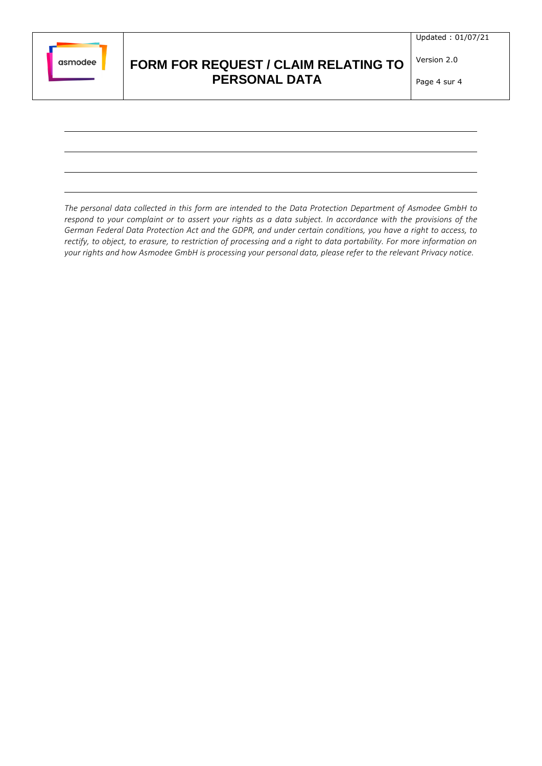*The personal data collected in this form are intended to the Data Protection Department of Asmodee GmbH to respond to your complaint or to assert your rights as a data subject. In accordance with the provisions of the German Federal Data Protection Act and the GDPR, and under certain conditions, you have a right to access, to rectify, to object, to erasure, to restriction of processing and a right to data portability. For more information on your rights and how Asmodee GmbH is processing your personal data, please refer to the relevant Privacy notice.*